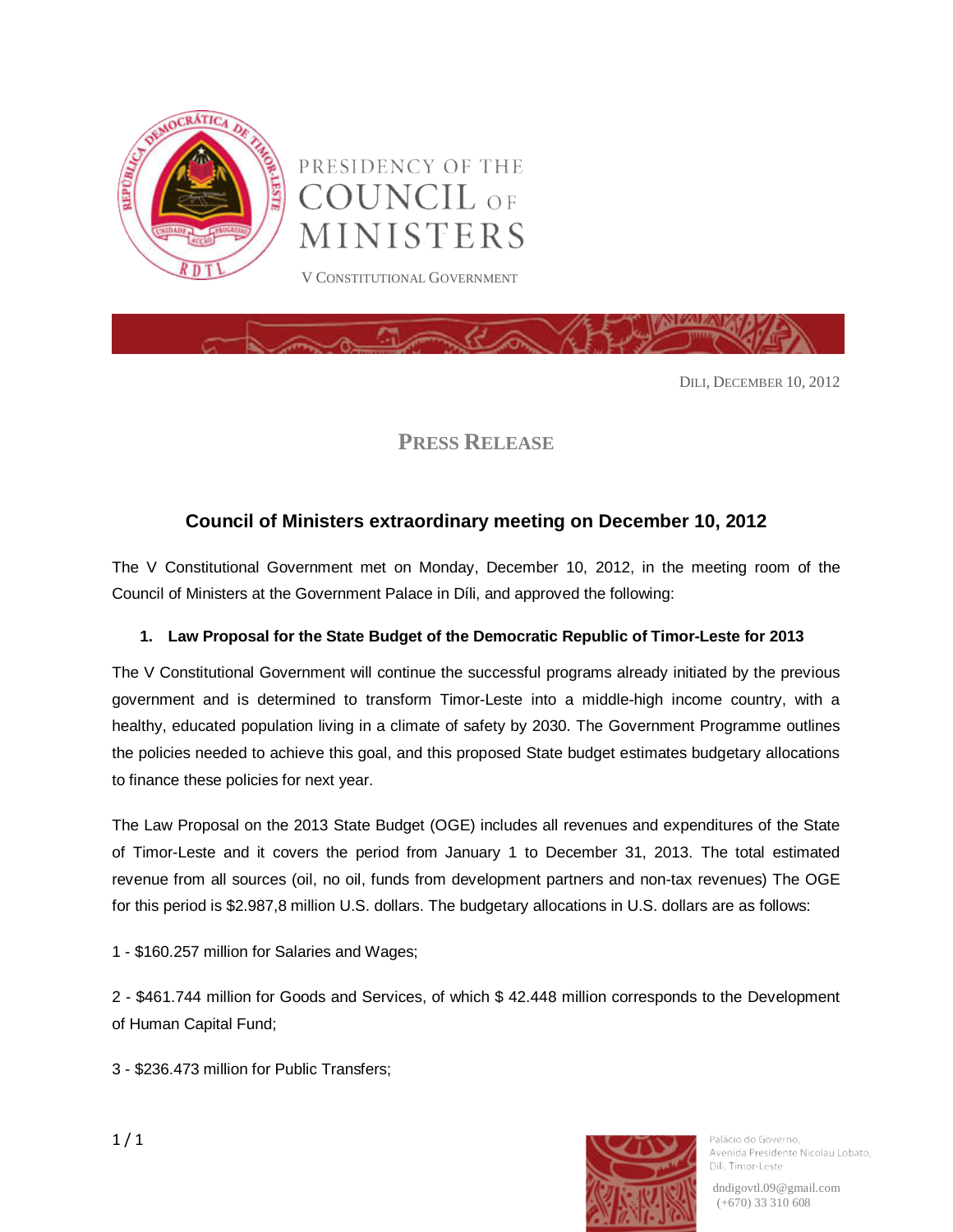PRESIDENCY OF THE COUNCIL OF MINISTERS

V CONSTITUTIONAL GOVERNMENT

DILI, DECEMBER 10, 2012

## PRESS RELEASE

### Council of Ministers extraordinary meeting on December 10, 2012

The V Constitutional Government met on Monday, December 10, 2012, in the meeting room of the Council of Ministers at the Government Palace in Díli, and approved the following:

**1. Law Proposal for the State Budget of the Democratic Republic of Timor-Leste for 2013**

The V Constitutional Government will continue the successful programs already initiated by the previous government and is determined to transform Timor-Leste into a middle-high income country, with a healthy, educated population living in a climate of safety by 2030. The Government Programme outlines the policies needed to achieve this goal, and this proposed State budget estimates budgetary allocations to finance these policies for next year.

The Law Proposal on the 2013 State Budget (OGE) includes all revenues and expenditures of the State of Timor-Leste and it covers the period from January 1 to December 31, 2013. The total estimated revenue from all sources (oil, no oil, funds from development partners and non-tax revenues) The OGE for this period is $2.987,8 million U.S. dollars. The budgetary allocations in U.S. dollars are as follows:

1 - $160.257 million for Salaries and Wages;

2 - $461.744 million for Goods and Services, of which $ 42.448 million corresponds to the Development of Human Capital Fund;

3 - $236.473 million for Public Transfers;

Palácio do Governo, Avenida Presidente Nicolau Lobato, Díli, Timor-Leste

dndigovtl.09@gmail.com (+670) 33 310 608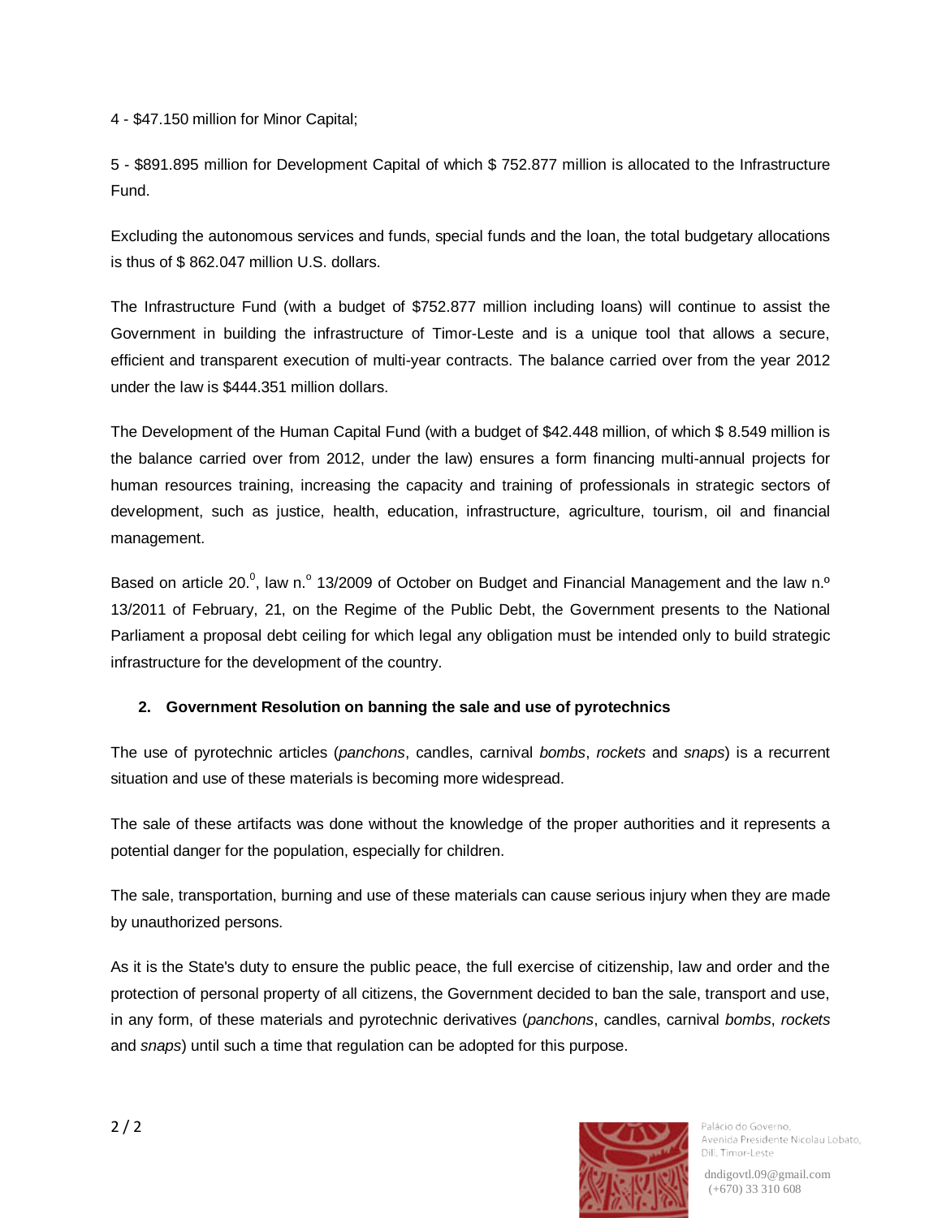4 - $47.150 million for Minor Capital;

5 - $891.895 million for Development Capital of which $ 752.877 million is allocated to the Infrastructure Fund.

Excluding the autonomous services and funds, special funds and the loan, the total budgetary allocations is thus of $ 862.047 million U.S. dollars.

The Infrastructure Fund (with a budget of $752.877 million including loans) will continue to assist the Government in building the infrastructure of Timor-Leste and is a unique tool that allows a secure, efficient and transparent execution of multi-year contracts. The balance carried over from the year 2012 under the law is $444.351 million dollars.

The Development of the Human Capital Fund (with a budget of $42.448 million, of which $ 8.549 million is the balance carried over from 2012, under the law) ensures a form financing multi-annual projects for human resources training, increasing the capacity and training of professionals in strategic sectors of development, such as justice, health, education, infrastructure, agriculture, tourism, oil and financial management.

Based on article 20.º, law n.º 13/2009 of October on Budget and Financial Management and the law n.º 13/2011 of February, 21, on the Regime of the Public Debt, the Government presents to the National Parliament a proposal debt ceiling for which legal any obligation must be intended only to build strategic infrastructure for the development of the country.

## 2. Government Resolution on banning the sale and use of pyrotechnics

The use of pyrotechnic articles (*panchons*, candles, carnival *bombs*, *rockets* and *snaps*) is a recurrent situation and use of these materials is becoming more widespread.

The sale of these artifacts was done without the knowledge of the proper authorities and it represents a potential danger for the population, especially for children.

The sale, transportation, burning and use of these materials can cause serious injury when they are made by unauthorized persons.

As it is the State's duty to ensure the public peace, the full exercise of citizenship, law and order and the protection of personal property of all citizens, the Government decided to ban the sale, transport and use, in any form, of these materials and pyrotechnic derivatives (*panchons*, candles, carnival *bombs*, *rockets* and *snaps*) until such a time that regulation can be adopted for this purpose.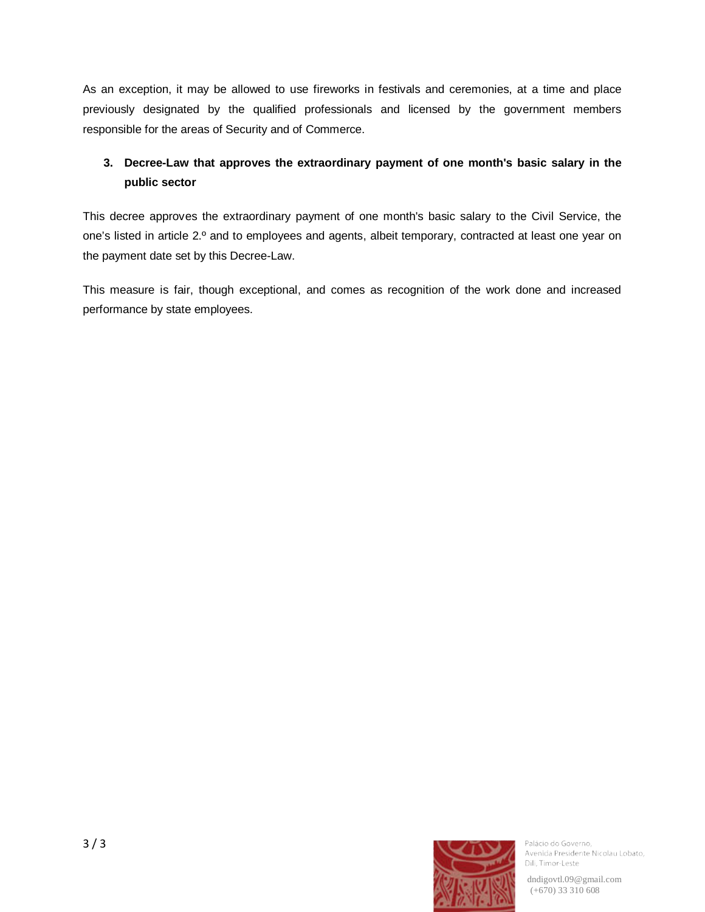As an exception, it may be allowed to use fireworks in festivals and ceremonies, at a time and place previously designated by the qualified professionals and licensed by the government members responsible for the areas of Security and of Commerce.

### 3. Decree-Law that approves the extraordinary payment of one month's basic salary in the public sector

This decree approves the extraordinary payment of one month's basic salary to the Civil Service, the one's listed in article 2.º and to employees and agents, albeit temporary, contracted at least one year on the payment date set by this Decree-Law.

This measure is fair, though exceptional, and comes as recognition of the work done and increased performance by state employees.

Palácio do Governo,
Avenida Presidente Nicolau Lobato,
Dili, Timor-Leste

dndigovtl.09@gmail.com
(+670) 33 310 608